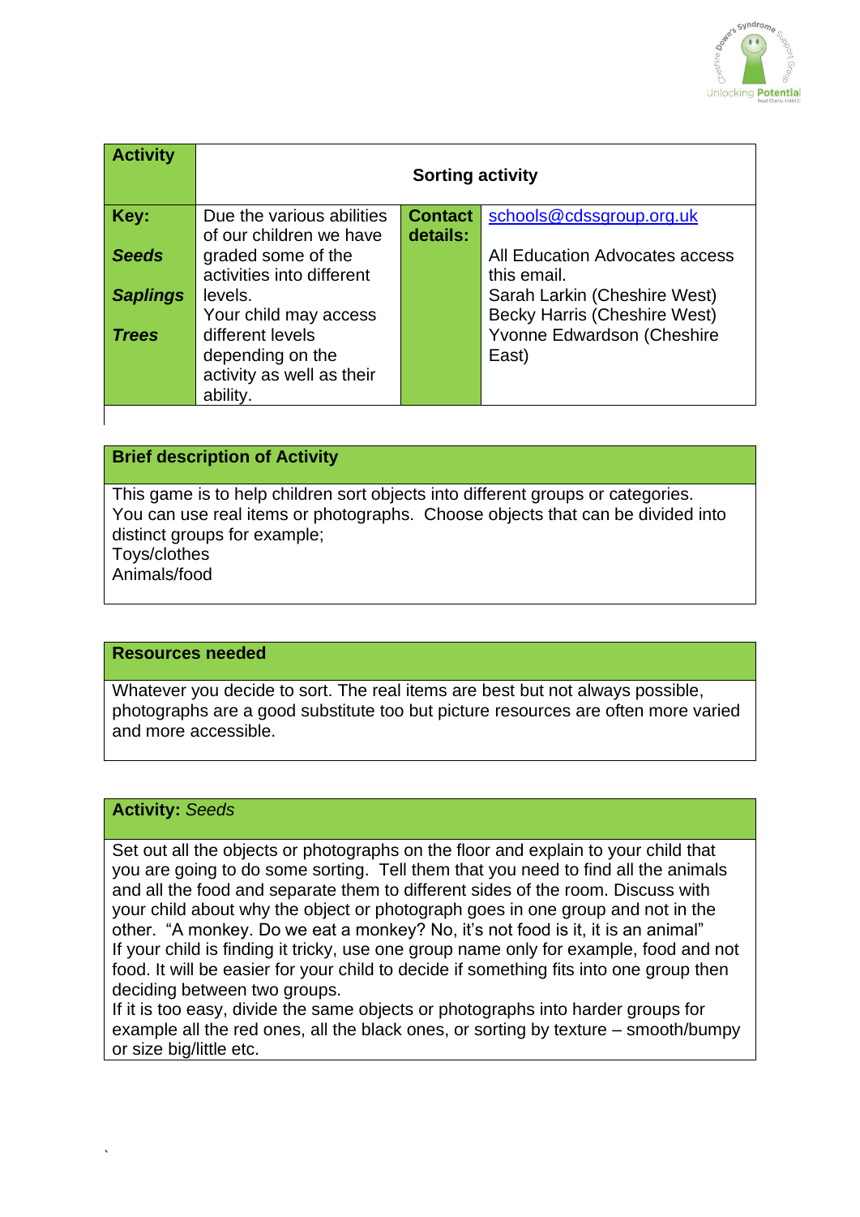| **Activity** | **Sorting activity** | | |
|---|---|---|---|
| **Key:**<br><br>***Seeds***<br><br>***Saplings***<br><br>***Trees*** | Due the various abilities of our children we have graded some of the activities into different levels.<br>Your child may access different levels depending on the activity as well as their ability. | **Contact details:** | schools@cdssgroup.org.uk<br><br>All Education Advocates access this email.<br>Sarah Larkin (Cheshire West)<br>Becky Harris (Cheshire West)<br>Yvonne Edwardson (Cheshire East) |

**Brief description of Activity**

This game is to help children sort objects into different groups or categories. You can use real items or photographs. Choose objects that can be divided into distinct groups for example;
Toys/clothes
Animals/food

**Resources needed**

Whatever you decide to sort. The real items are best but not always possible, photographs are a good substitute too but picture resources are often more varied and more accessible.

**Activity:** *Seeds*

Set out all the objects or photographs on the floor and explain to your child that you are going to do some sorting. Tell them that you need to find all the animals and all the food and separate them to different sides of the room. Discuss with your child about why the object or photograph goes in one group and not in the other. "A monkey. Do we eat a monkey? No, it's not food is it, it is an animal"
If your child is finding it tricky, use one group name only for example, food and not food. It will be easier for your child to decide if something fits into one group then deciding between two groups.
If it is too easy, divide the same objects or photographs into harder groups for example all the red ones, all the black ones, or sorting by texture – smooth/bumpy or size big/little etc.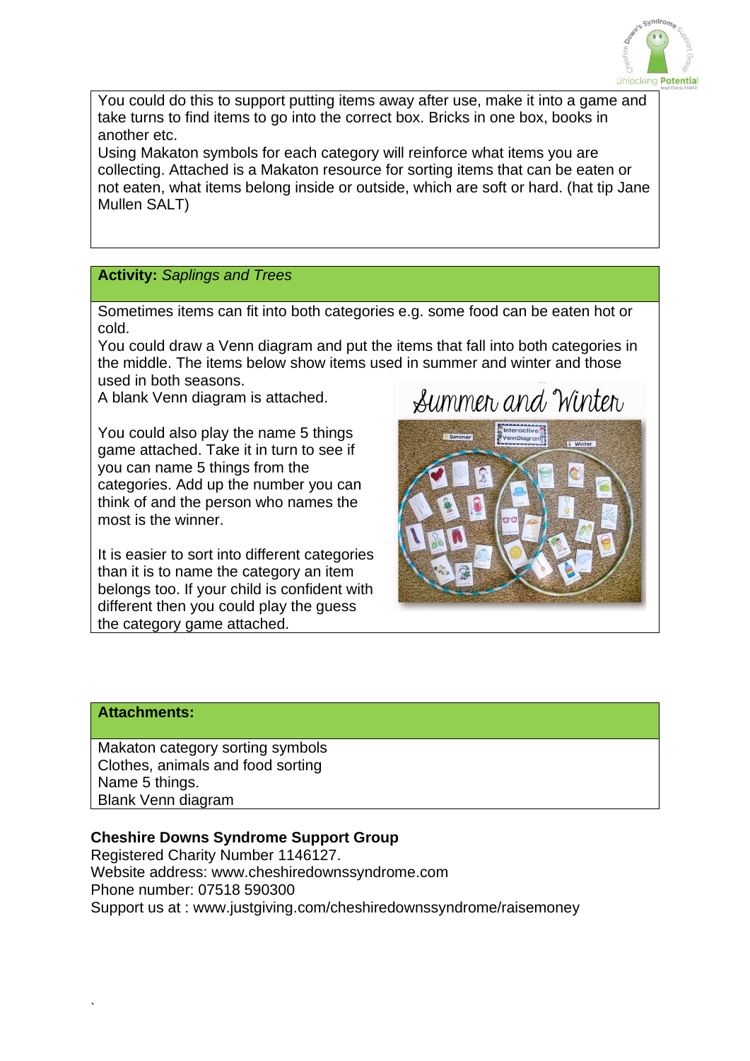You could do this to support putting items away after use, make it into a game and take turns to find items to go into the correct box. Bricks in one box, books in another etc.

Using Makaton symbols for each category will reinforce what items you are collecting. Attached is a Makaton resource for sorting items that can be eaten or not eaten, what items belong inside or outside, which are soft or hard. (hat tip Jane Mullen SALT)

**Activity:** *Saplings and Trees*

Sometimes items can fit into both categories e.g. some food can be eaten hot or cold.

You could draw a Venn diagram and put the items that fall into both categories in the middle. The items below show items used in summer and winter and those used in both seasons.

A blank Venn diagram is attached.

You could also play the name 5 things game attached. Take it in turn to see if you can name 5 things from the categories. Add up the number you can think of and the person who names the most is the winner.

It is easier to sort into different categories than it is to name the category an item belongs too. If your child is confident with different then you could play the guess the category game attached.

**Attachments:**

Makaton category sorting symbols
Clothes, animals and food sorting
Name 5 things.
Blank Venn diagram

**Cheshire Downs Syndrome Support Group**
Registered Charity Number 1146127.
Website address: www.cheshiredownssyndrome.com
Phone number: 07518 590300
Support us at : www.justgiving.com/cheshiredownssyndrome/raisemoney